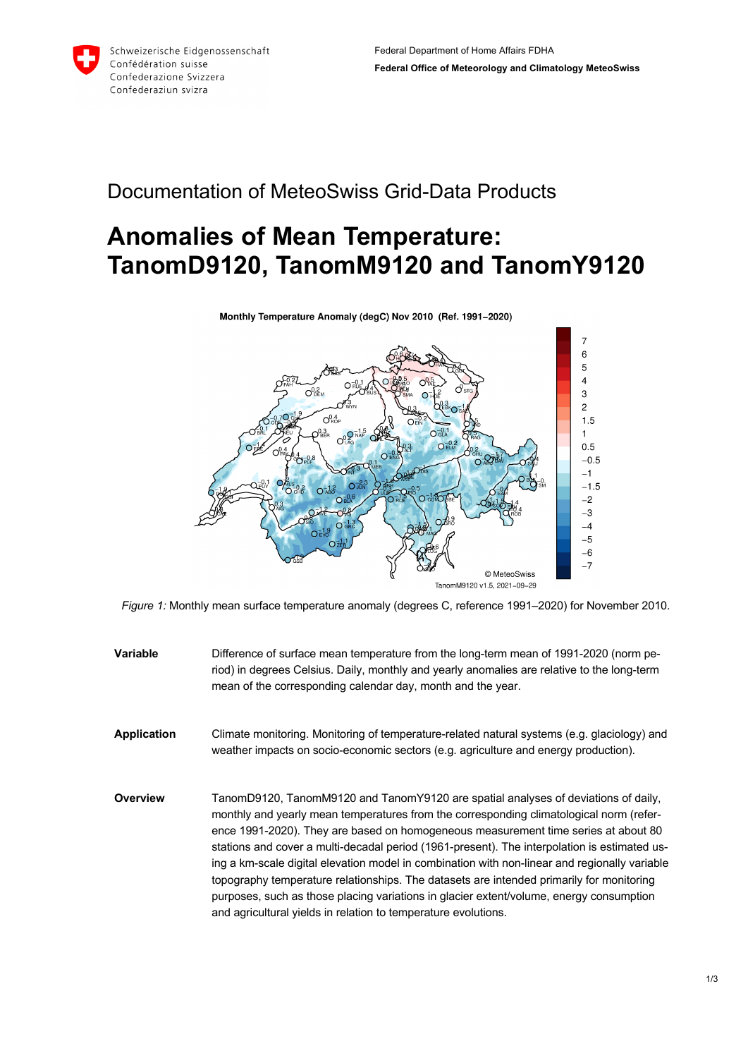Schweizerische Eidgenossenschaft
Confédération suisse
Confederazione Svizzera
Confederaziun svizra

Federal Department of Home Affairs FDHA
**Federal Office of Meteorology and Climatology MeteoSwiss**

## Documentation of MeteoSwiss Grid-Data Products

# Anomalies of Mean Temperature: TanomD9120, TanomM9120 and TanomY9120

*Figure 1:* Monthly mean surface temperature anomaly (degrees C, reference 1991–2020) for November 2010.

**Variable**

Difference of surface mean temperature from the long-term mean of 1991-2020 (norm period) in degrees Celsius. Daily, monthly and yearly anomalies are relative to the long-term mean of the corresponding calendar day, month and the year.

**Application**

Climate monitoring. Monitoring of temperature-related natural systems (e.g. glaciology) and weather impacts on socio-economic sectors (e.g. agriculture and energy production).

**Overview**

TanomD9120, TanomM9120 and TanomY9120 are spatial analyses of deviations of daily, monthly and yearly mean temperatures from the corresponding climatological norm (reference 1991-2020). They are based on homogeneous measurement time series at about 80 stations and cover a multi-decadal period (1961-present). The interpolation is estimated using a km-scale digital elevation model in combination with non-linear and regionally variable topography temperature relationships. The datasets are intended primarily for monitoring purposes, such as those placing variations in glacier extent/volume, energy consumption and agricultural yields in relation to temperature evolutions.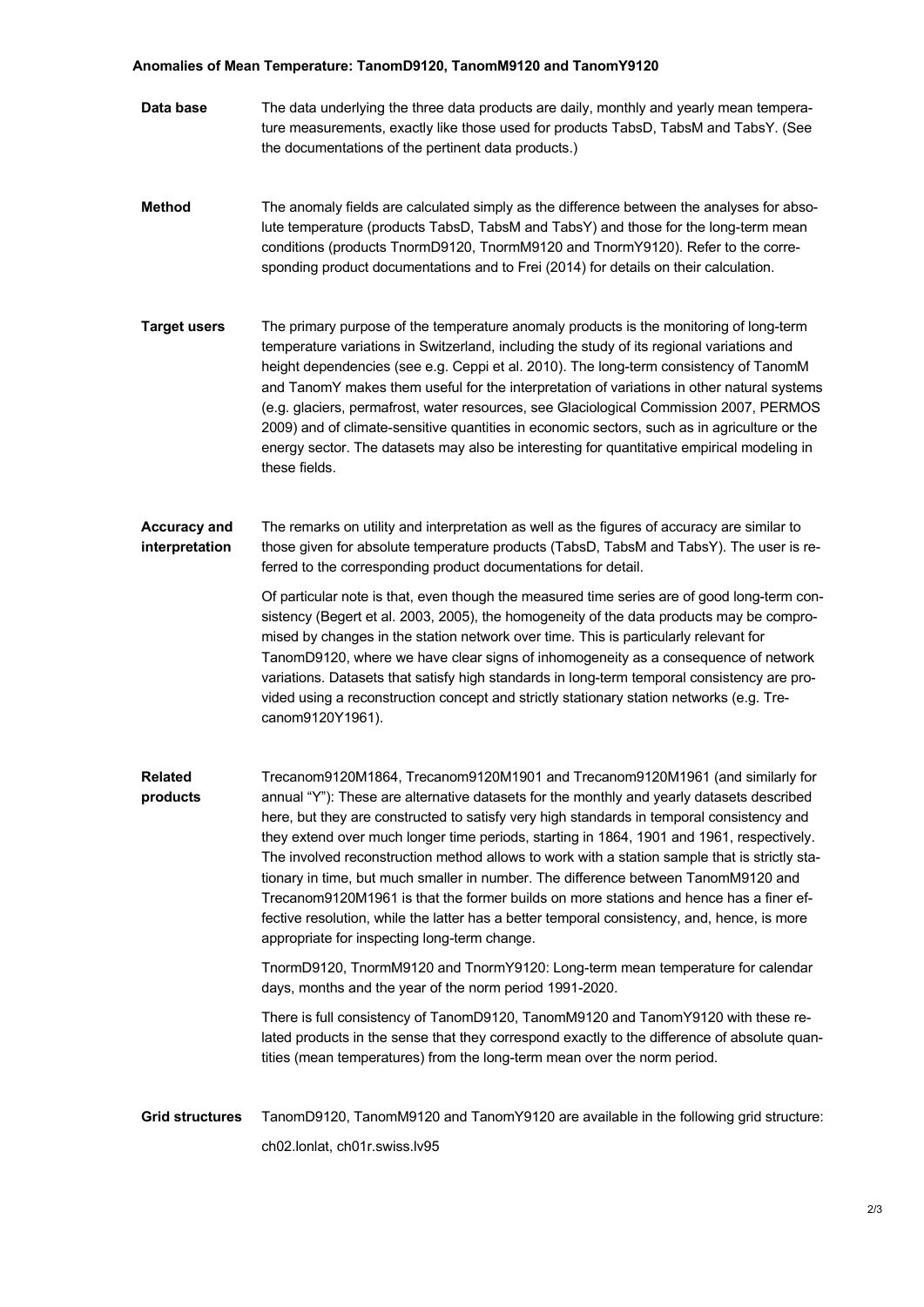**Anomalies of Mean Temperature: TanomD9120, TanomM9120 and TanomY9120**

**Data base**

The data underlying the three data products are daily, monthly and yearly mean temperature measurements, exactly like those used for products TabsD, TabsM and TabsY. (See the documentations of the pertinent data products.)

**Method**

The anomaly fields are calculated simply as the difference between the analyses for absolute temperature (products TabsD, TabsM and TabsY) and those for the long-term mean conditions (products TnormD9120, TnormM9120 and TnormY9120). Refer to the corresponding product documentations and to Frei (2014) for details on their calculation.

**Target users**

The primary purpose of the temperature anomaly products is the monitoring of long-term temperature variations in Switzerland, including the study of its regional variations and height dependencies (see e.g. Ceppi et al. 2010). The long-term consistency of TanomM and TanomY makes them useful for the interpretation of variations in other natural systems (e.g. glaciers, permafrost, water resources, see Glaciological Commission 2007, PERMOS 2009) and of climate-sensitive quantities in economic sectors, such as in agriculture or the energy sector. The datasets may also be interesting for quantitative empirical modeling in these fields.

**Accuracy and interpretation**

The remarks on utility and interpretation as well as the figures of accuracy are similar to those given for absolute temperature products (TabsD, TabsM and TabsY). The user is referred to the corresponding product documentations for detail.

Of particular note is that, even though the measured time series are of good long-term consistency (Begert et al. 2003, 2005), the homogeneity of the data products may be compromised by changes in the station network over time. This is particularly relevant for TanomD9120, where we have clear signs of inhomogeneity as a consequence of network variations. Datasets that satisfy high standards in long-term temporal consistency are provided using a reconstruction concept and strictly stationary station networks (e.g. Trecanom9120Y1961).

**Related products**

Trecanom9120M1864, Trecanom9120M1901 and Trecanom9120M1961 (and similarly for annual "Y"): These are alternative datasets for the monthly and yearly datasets described here, but they are constructed to satisfy very high standards in temporal consistency and they extend over much longer time periods, starting in 1864, 1901 and 1961, respectively. The involved reconstruction method allows to work with a station sample that is strictly stationary in time, but much smaller in number. The difference between TanomM9120 and Trecanom9120M1961 is that the former builds on more stations and hence has a finer effective resolution, while the latter has a better temporal consistency, and, hence, is more appropriate for inspecting long-term change.

TnormD9120, TnormM9120 and TnormY9120: Long-term mean temperature for calendar days, months and the year of the norm period 1991-2020.

There is full consistency of TanomD9120, TanomM9120 and TanomY9120 with these related products in the sense that they correspond exactly to the difference of absolute quantities (mean temperatures) from the long-term mean over the norm period.

**Grid structures**

TanomD9120, TanomM9120 and TanomY9120 are available in the following grid structure:

ch02.lonlat, ch01r.swiss.lv95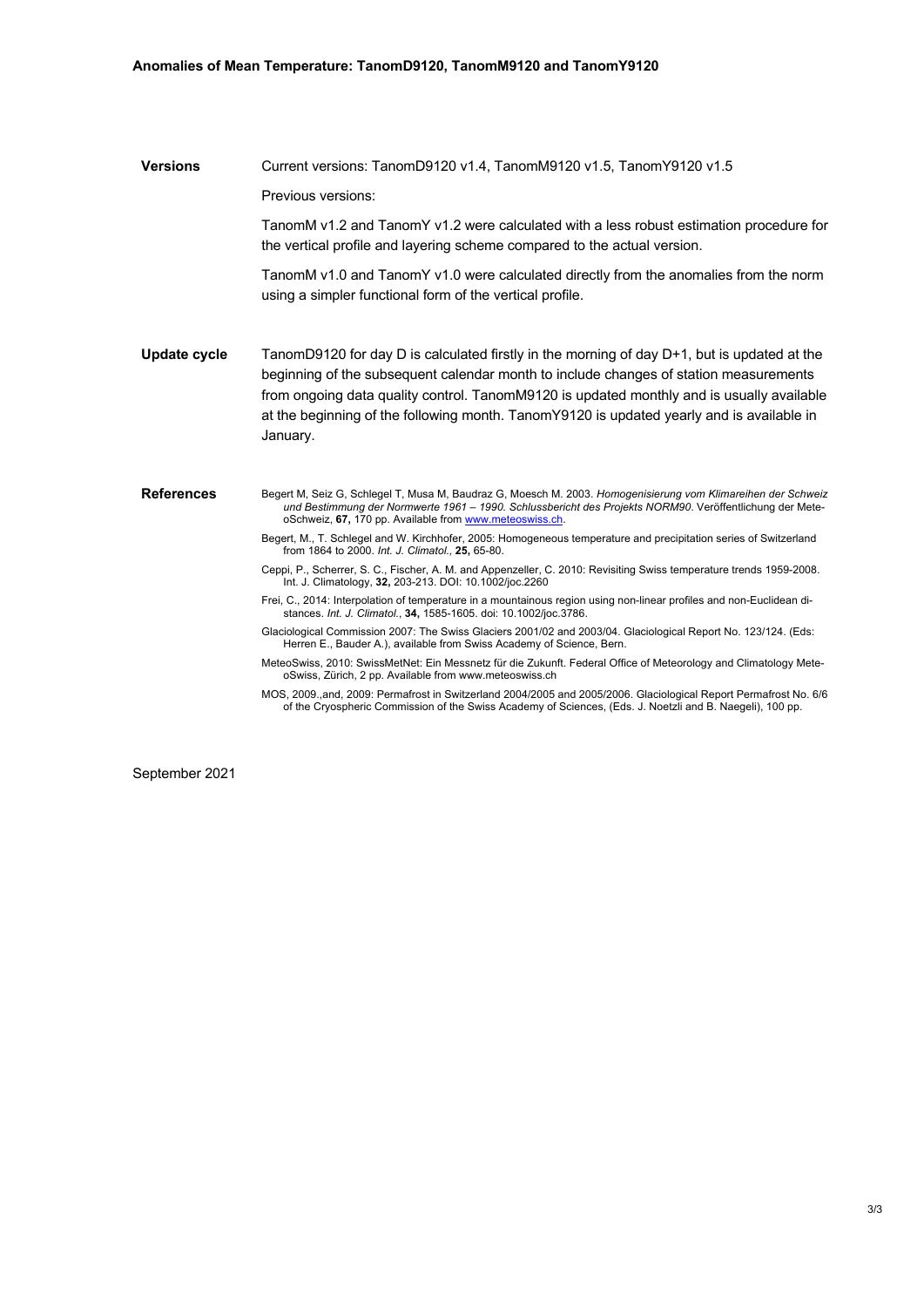**Anomalies of Mean Temperature: TanomD9120, TanomM9120 and TanomY9120**

**Versions**

Current versions: TanomD9120 v1.4, TanomM9120 v1.5, TanomY9120 v1.5

Previous versions:

TanomM v1.2 and TanomY v1.2 were calculated with a less robust estimation procedure for the vertical profile and layering scheme compared to the actual version.

TanomM v1.0 and TanomY v1.0 were calculated directly from the anomalies from the norm using a simpler functional form of the vertical profile.

**Update cycle**

TanomD9120 for day D is calculated firstly in the morning of day D+1, but is updated at the beginning of the subsequent calendar month to include changes of station measurements from ongoing data quality control. TanomM9120 is updated monthly and is usually available at the beginning of the following month. TanomY9120 is updated yearly and is available in January.

**References**

Begert M, Seiz G, Schlegel T, Musa M, Baudraz G, Moesch M. 2003. *Homogenisierung vom Klimareihen der Schweiz und Bestimmung der Normwerte 1961 – 1990. Schlussbericht des Projekts NORM90*. Veröffentlichung der MeteoSchweiz, **67,** 170 pp. Available from www.meteoswiss.ch.

Begert, M., T. Schlegel and W. Kirchhofer, 2005: Homogeneous temperature and precipitation series of Switzerland from 1864 to 2000. *Int. J. Climatol.,* **25,** 65-80.

Ceppi, P., Scherrer, S. C., Fischer, A. M. and Appenzeller, C. 2010: Revisiting Swiss temperature trends 1959-2008. Int. J. Climatology, **32,** 203-213. DOI: 10.1002/joc.2260

Frei, C., 2014: Interpolation of temperature in a mountainous region using non-linear profiles and non-Euclidean distances. *Int. J. Climatol.*, **34,** 1585-1605. doi: 10.1002/joc.3786.

Glaciological Commission 2007: The Swiss Glaciers 2001/02 and 2003/04. Glaciological Report No. 123/124. (Eds: Herren E., Bauder A.), available from Swiss Academy of Science, Bern.

MeteoSwiss, 2010: SwissMetNet: Ein Messnetz für die Zukunft. Federal Office of Meteorology and Climatology MeteoSwiss, Zürich, 2 pp. Available from www.meteoswiss.ch

MOS, 2009.,and, 2009: Permafrost in Switzerland 2004/2005 and 2005/2006. Glaciological Report Permafrost No. 6/6 of the Cryospheric Commission of the Swiss Academy of Sciences, (Eds. J. Noetzli and B. Naegeli), 100 pp.

September 2021